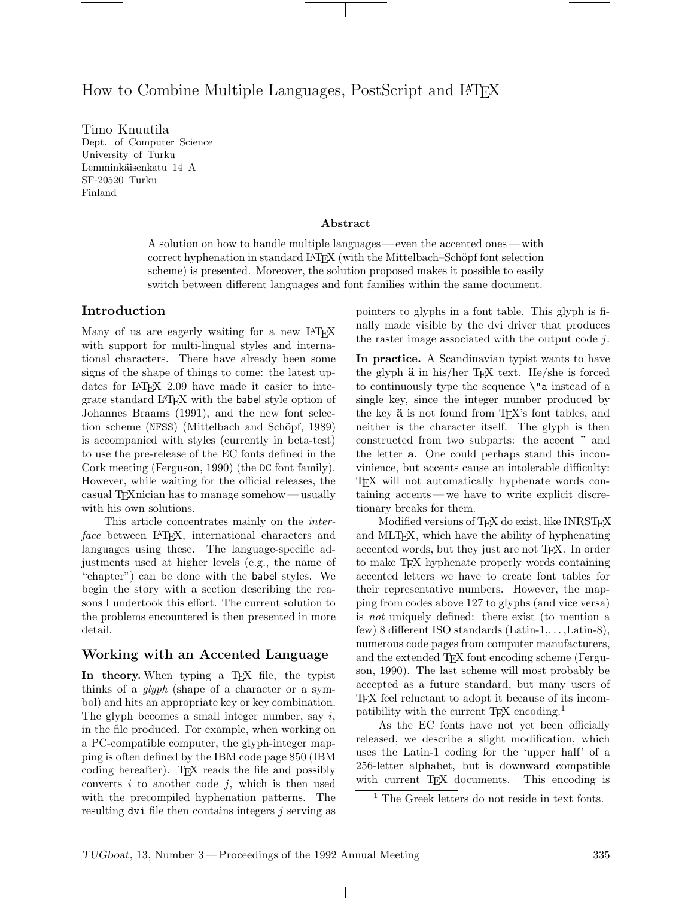# How to Combine Multiple Languages, PostScript and LaTeX

Timo Knuutila
Dept. of Computer Science
University of Turku
Lemminkäisenkatu 14 A
SF-20520 Turku
Finland

### Abstract

A solution on how to handle multiple languages — even the accented ones — with correct hyphenation in standard LaTeX (with the Mittelbach–Schöpf font selection scheme) is presented. Moreover, the solution proposed makes it possible to easily switch between different languages and font families within the same document.

## Introduction

Many of us are eagerly waiting for a new LaTeX with support for multi-lingual styles and international characters. There have already been some signs of the shape of things to come: the latest updates for LaTeX 2.09 have made it easier to integrate standard LaTeX with the babel style option of Johannes Braams (1991), and the new font selection scheme (NFSS) (Mittelbach and Schöpf, 1989) is accompanied with styles (currently in beta-test) to use the pre-release of the EC fonts defined in the Cork meeting (Ferguson, 1990) (the DC font family). However, while waiting for the official releases, the casual TeXnician has to manage somehow — usually with his own solutions.

This article concentrates mainly on the *interface* between LaTeX, international characters and languages using these. The language-specific adjustments used at higher levels (e.g., the name of "chapter") can be done with the babel styles. We begin the story with a section describing the reasons I undertook this effort. The current solution to the problems encountered is then presented in more detail.

## Working with an Accented Language

**In theory.** When typing a TeX file, the typist thinks of a *glyph* (shape of a character or a symbol) and hits an appropriate key or key combination. The glyph becomes a small integer number, say $i$, in the file produced. For example, when working on a PC-compatible computer, the glyph-integer mapping is often defined by the IBM code page 850 (IBM coding hereafter). TeX reads the file and possibly converts $i$ to another code $j$, which is then used with the precompiled hyphenation patterns. The resulting dvi file then contains integers $j$ serving as pointers to glyphs in a font table. This glyph is finally made visible by the dvi driver that produces the raster image associated with the output code $j$.

**In practice.** A Scandinavian typist wants to have the glyph **ä** in his/her TeX text. He/she is forced to continuously type the sequence `\"a` instead of a single key, since the integer number produced by the key **ä** is not found from TeX's font tables, and neither is the character itself. The glyph is then constructed from two subparts: the accent ¨ and the letter **a**. One could perhaps stand this inconvinience, but accents cause an intolerable difficulty: TeX will not automatically hyphenate words containing accents — we have to write explicit discretionary breaks for them.

Modified versions of TeX do exist, like INRSTeX and MLTeX, which have the ability of hyphenating accented words, but they just are not TeX. In order to make TeX hyphenate properly words containing accented letters we have to create font tables for their representative numbers. However, the mapping from codes above 127 to glyphs (and vice versa) is *not* uniquely defined: there exist (to mention a few) 8 different ISO standards (Latin-1,…,Latin-8), numerous code pages from computer manufacturers, and the extended TeX font encoding scheme (Ferguson, 1990). The last scheme will most probably be accepted as a future standard, but many users of TeX feel reluctant to adopt it because of its incompatibility with the current TeX encoding.[1]

As the EC fonts have not yet been officially released, we describe a slight modification, which uses the Latin-1 coding for the 'upper half' of a 256-letter alphabet, but is downward compatible with current TeX documents. This encoding is

[1] The Greek letters do not reside in text fonts.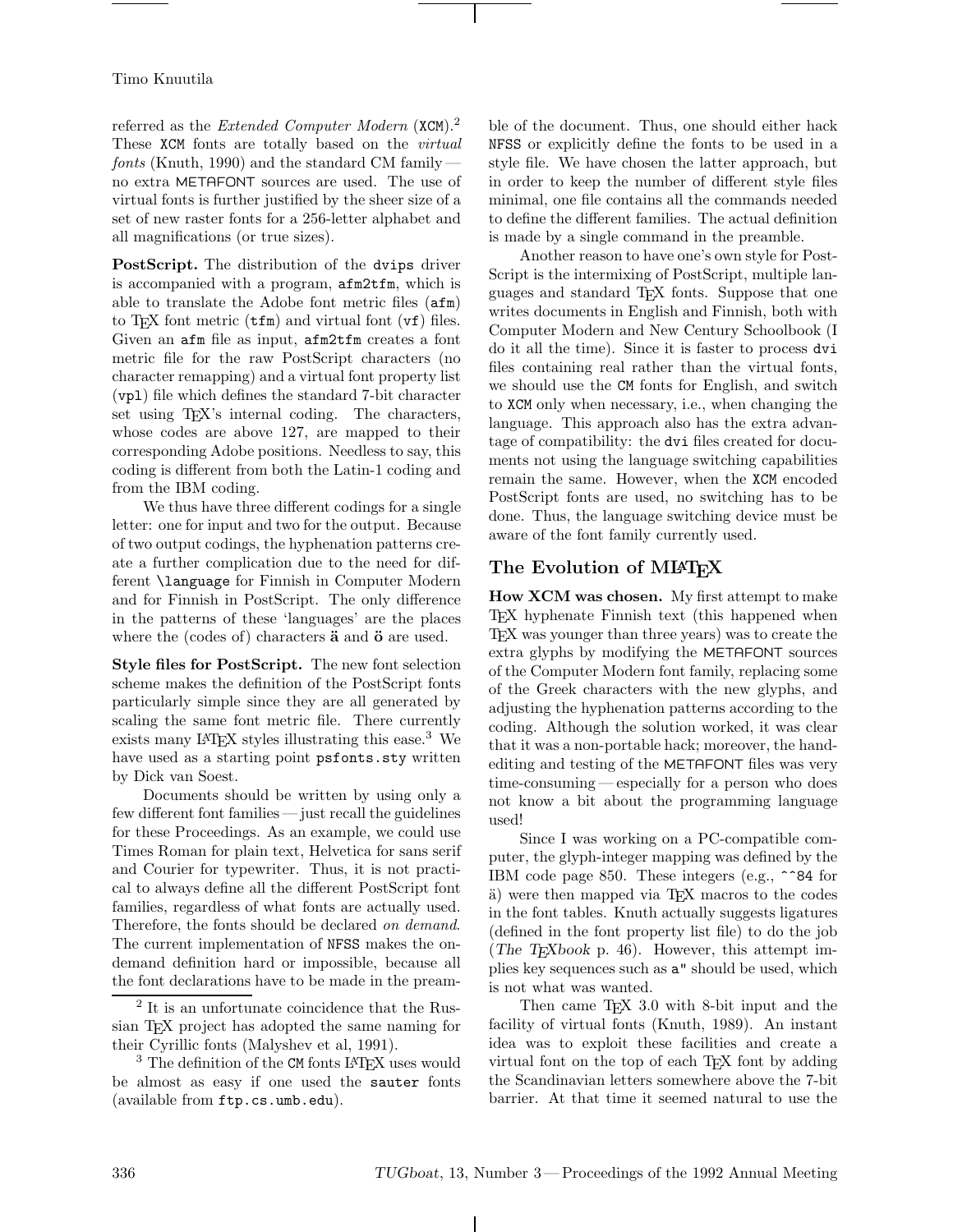referred as the *Extended Computer Modern* (XCM).[2] These XCM fonts are totally based on the *virtual fonts* (Knuth, 1990) and the standard CM family — no extra METAFONT sources are used. The use of virtual fonts is further justified by the sheer size of a set of new raster fonts for a 256-letter alphabet and all magnifications (or true sizes).

**PostScript.** The distribution of the `dvips` driver is accompanied with a program, `afm2tfm`, which is able to translate the Adobe font metric files (`afm`) to TeX font metric (`tfm`) and virtual font (`vf`) files. Given an `afm` file as input, `afm2tfm` creates a font metric file for the raw PostScript characters (no character remapping) and a virtual font property list (`vpl`) file which defines the standard 7-bit character set using TeX's internal coding. The characters, whose codes are above 127, are mapped to their corresponding Adobe positions. Needless to say, this coding is different from both the Latin-1 coding and from the IBM coding.

We thus have three different codings for a single letter: one for input and two for the output. Because of two output codings, the hyphenation patterns create a further complication due to the need for different `\language` for Finnish in Computer Modern and for Finnish in PostScript. The only difference in the patterns of these 'languages' are the places where the (codes of) characters **ä** and **ö** are used.

**Style files for PostScript.** The new font selection scheme makes the definition of the PostScript fonts particularly simple since they are all generated by scaling the same font metric file. There currently exists many LaTeX styles illustrating this ease.[3] We have used as a starting point `psfonts.sty` written by Dick van Soest.

Documents should be written by using only a few different font families — just recall the guidelines for these Proceedings. As an example, we could use Times Roman for plain text, Helvetica for sans serif and Courier for typewriter. Thus, it is not practical to always define all the different PostScript font families, regardless of what fonts are actually used. Therefore, the fonts should be declared *on demand*. The current implementation of NFSS makes the on-demand definition hard or impossible, because all the font declarations have to be made in the preamble of the document. Thus, one should either hack NFSS or explicitly define the fonts to be used in a style file. We have chosen the latter approach, but in order to keep the number of different style files minimal, one file contains all the commands needed to define the different families. The actual definition is made by a single command in the preamble.

Another reason to have one's own style for PostScript is the intermixing of PostScript, multiple languages and standard TeX fonts. Suppose that one writes documents in English and Finnish, both with Computer Modern and New Century Schoolbook (I do it all the time). Since it is faster to process `dvi` files containing real rather than the virtual fonts, we should use the CM fonts for English, and switch to XCM only when necessary, i.e., when changing the language. This approach also has the extra advantage of compatibility: the `dvi` files created for documents not using the language switching capabilities remain the same. However, when the XCM encoded PostScript fonts are used, no switching has to be done. Thus, the language switching device must be aware of the font family currently used.

## The Evolution of MLaTeX

**How XCM was chosen.** My first attempt to make TeX hyphenate Finnish text (this happened when TeX was younger than three years) was to create the extra glyphs by modifying the METAFONT sources of the Computer Modern font family, replacing some of the Greek characters with the new glyphs, and adjusting the hyphenation patterns according to the coding. Although the solution worked, it was clear that it was a non-portable hack; moreover, the hand-editing and testing of the METAFONT files was very time-consuming — especially for a person who does not know a bit about the programming language used!

Since I was working on a PC-compatible computer, the glyph-integer mapping was defined by the IBM code page 850. These integers (e.g., `^^84` for ä) were then mapped via TeX macros to the codes in the font tables. Knuth actually suggests ligatures (defined in the font property list file) to do the job (*The TeXbook* p. 46). However, this attempt implies key sequences such as `a"` should be used, which is not what was wanted.

Then came TeX 3.0 with 8-bit input and the facility of virtual fonts (Knuth, 1989). An instant idea was to exploit these facilities and create a virtual font on the top of each TeX font by adding the Scandinavian letters somewhere above the 7-bit barrier. At that time it seemed natural to use the

---

[2] It is an unfortunate coincidence that the Russian TeX project has adopted the same naming for their Cyrillic fonts (Malyshev et al, 1991).

[3] The definition of the CM fonts LaTeX uses would be almost as easy if one used the `sauter` fonts (available from `ftp.cs.umb.edu`).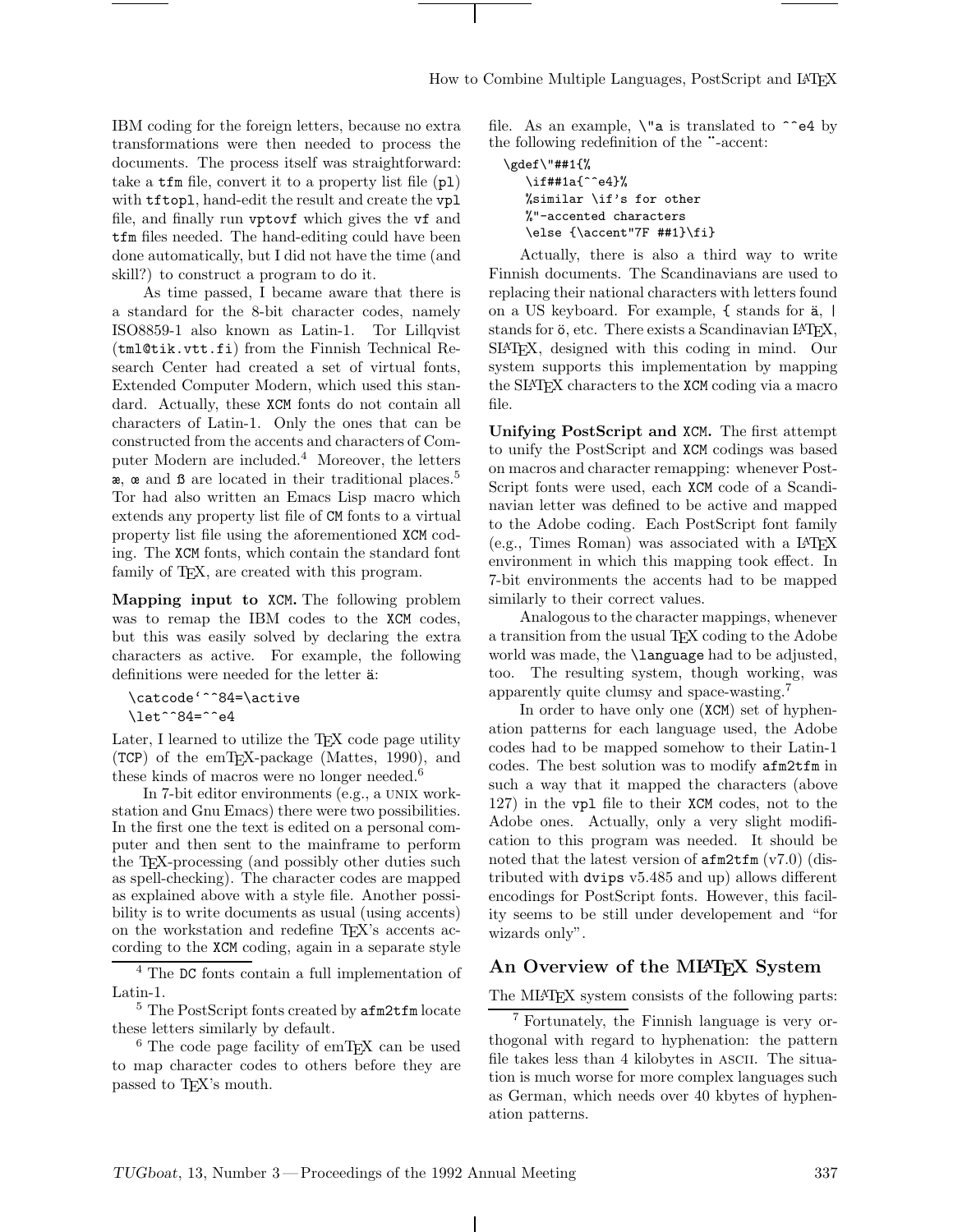IBM coding for the foreign letters, because no extra transformations were then needed to process the documents. The process itself was straightforward: take a `tfm` file, convert it to a property list file (`pl`) with `tftopl`, hand-edit the result and create the `vpl` file, and finally run `vptovf` which gives the `vf` and `tfm` files needed. The hand-editing could have been done automatically, but I did not have the time (and skill?) to construct a program to do it.

As time passed, I became aware that there is a standard for the 8-bit character codes, namely ISO8859-1 also known as Latin-1. Tor Lillqvist (`tml@tik.vtt.fi`) from the Finnish Technical Research Center had created a set of virtual fonts, Extended Computer Modern, which used this standard. Actually, these `XCM` fonts do not contain all characters of Latin-1. Only the ones that can be constructed from the accents and characters of Computer Modern are included.[4] Moreover, the letters æ, œ and ß are located in their traditional places.[5] Tor had also written an Emacs Lisp macro which extends any property list file of `CM` fonts to a virtual property list file using the aforementioned `XCM` coding. The `XCM` fonts, which contain the standard font family of TeX, are created with this program.

**Mapping input to `XCM`.** The following problem was to remap the IBM codes to the `XCM` codes, but this was easily solved by declaring the extra characters as active. For example, the following definitions were needed for the letter ä:

```
\catcode`^^84=\active
\let^^84=^^e4
```

Later, I learned to utilize the TeX code page utility (`TCP`) of the emTeX-package (Mattes, 1990), and these kinds of macros were no longer needed.[6]

In 7-bit editor environments (e.g., a UNIX workstation and Gnu Emacs) there were two possibilities. In the first one the text is edited on a personal computer and then sent to the mainframe to perform the TeX-processing (and possibly other duties such as spell-checking). The character codes are mapped as explained above with a style file. Another possibility is to write documents as usual (using accents) on the workstation and redefine TeX's accents according to the `XCM` coding, again in a separate style file. As an example, `\"a` is translated to `^^e4` by the following redefinition of the ¨-accent:

```
\gdef\"##1{%
   \if##1a{^^e4}%
   %similar \if's for other
   %"-accented characters
   \else {\accent"7F ##1}\fi}
```

Actually, there is also a third way to write Finnish documents. The Scandinavians are used to replacing their national characters with letters found on a US keyboard. For example, `{` stands for ä, `|` stands for ö, etc. There exists a Scandinavian LaTeX, SLaTeX, designed with this coding in mind. Our system supports this implementation by mapping the SLaTeX characters to the `XCM` coding via a macro file.

**Unifying PostScript and `XCM`.** The first attempt to unify the PostScript and `XCM` codings was based on macros and character remapping: whenever PostScript fonts were used, each `XCM` code of a Scandinavian letter was defined to be active and mapped to the Adobe coding. Each PostScript font family (e.g., Times Roman) was associated with a LaTeX environment in which this mapping took effect. In 7-bit environments the accents had to be mapped similarly to their correct values.

Analogous to the character mappings, whenever a transition from the usual TeX coding to the Adobe world was made, the `\language` had to be adjusted, too. The resulting system, though working, was apparently quite clumsy and space-wasting.[7]

In order to have only one (`XCM`) set of hyphenation patterns for each language used, the Adobe codes had to be mapped somehow to their Latin-1 codes. The best solution was to modify `afm2tfm` in such a way that it mapped the characters (above 127) in the `vpl` file to their `XCM` codes, not to the Adobe ones. Actually, only a very slight modification to this program was needed. It should be noted that the latest version of `afm2tfm` (v7.0) (distributed with `dvips` v5.485 and up) allows different encodings for PostScript fonts. However, this facility seems to be still under developement and "for wizards only".

## An Overview of the MLaTeX System

The MLaTeX system consists of the following parts:

---

[4] The `DC` fonts contain a full implementation of Latin-1.

[5] The PostScript fonts created by `afm2tfm` locate these letters similarly by default.

[6] The code page facility of emTeX can be used to map character codes to others before they are passed to TeX's mouth.

[7] Fortunately, the Finnish language is very orthogonal with regard to hyphenation: the pattern file takes less than 4 kilobytes in ASCII. The situation is much worse for more complex languages such as German, which needs over 40 kbytes of hyphenation patterns.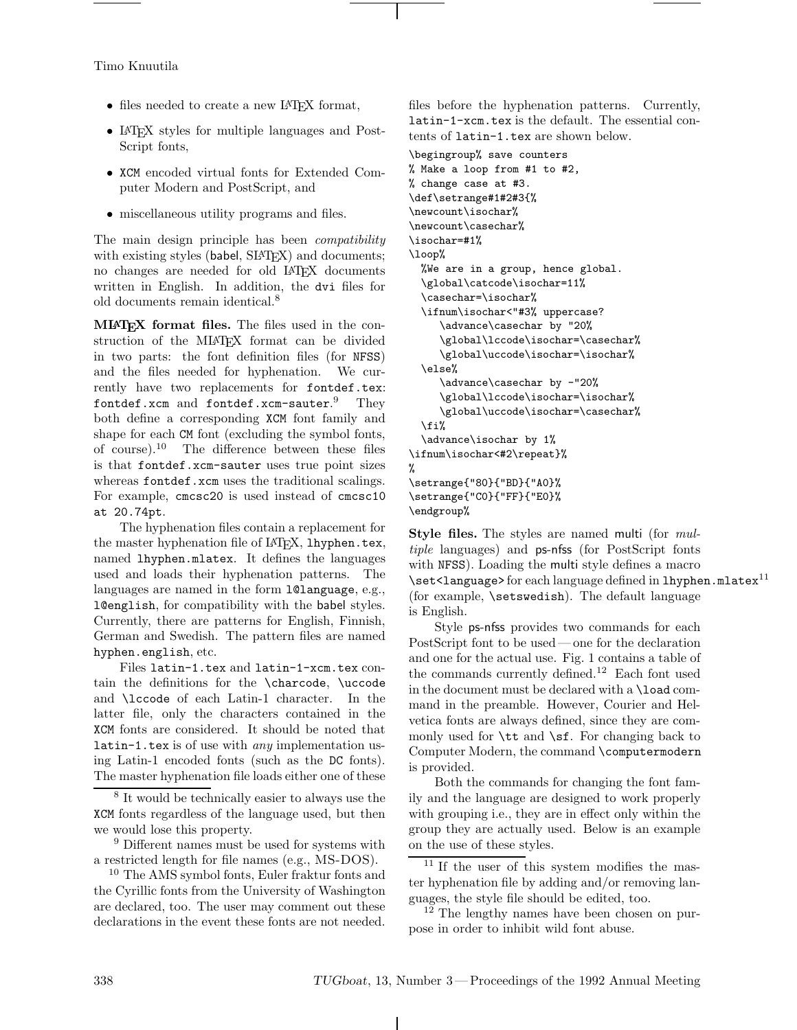- files needed to create a new LaTeX format,
- LaTeX styles for multiple languages and PostScript fonts,
- XCM encoded virtual fonts for Extended Computer Modern and PostScript, and
- miscellaneous utility programs and files.

The main design principle has been *compatibility* with existing styles (babel, SLiTeX) and documents; no changes are needed for old LaTeX documents written in English. In addition, the dvi files for old documents remain identical.[8]

**MLaTeX format files.** The files used in the construction of the MLaTeX format can be divided in two parts: the font definition files (for NFSS) and the files needed for hyphenation. We currently have two replacements for `fontdef.tex`: `fontdef.xcm` and `fontdef.xcm-sauter`.[9] They both define a corresponding XCM font family and shape for each CM font (excluding the symbol fonts, of course).[10] The difference between these files is that `fontdef.xcm-sauter` uses true point sizes whereas `fontdef.xcm` uses the traditional scalings. For example, `cmcsc20` is used instead of `cmcsc10 at 20.74pt`.

The hyphenation files contain a replacement for the master hyphenation file of LaTeX, `lhyphen.tex`, named `lhyphen.mlatex`. It defines the languages used and loads their hyphenation patterns. The languages are named in the form `l@language`, e.g., `l@english`, for compatibility with the babel styles. Currently, there are patterns for English, Finnish, German and Swedish. The pattern files are named `hyphen.english`, etc.

Files `latin-1.tex` and `latin-1-xcm.tex` contain the definitions for the `\charcode`, `\uccode` and `\lccode` of each Latin-1 character. In the latter file, only the characters contained in the XCM fonts are considered. It should be noted that `latin-1.tex` is of use with *any* implementation using Latin-1 encoded fonts (such as the DC fonts). The master hyphenation file loads either one of these files before the hyphenation patterns. Currently, `latin-1-xcm.tex` is the default. The essential contents of `latin-1.tex` are shown below.

```
\begingroup% save counters
% Make a loop from #1 to #2,
% change case at #3.
\def\setrange#1#2#3{%
\newcount\isochar%
\newcount\casechar%
\isochar=#1%
\loop%
  %We are in a group, hence global.
  \global\catcode\isochar=11%
  \casechar=\isochar%
  \ifnum\isochar<"#3% uppercase?
     \advance\casechar by "20%
     \global\lccode\isochar=\casechar%
     \global\uccode\isochar=\isochar%
  \else%
     \advance\casechar by -"20%
     \global\lccode\isochar=\isochar%
     \global\uccode\isochar=\casechar%
  \fi%
  \advance\isochar by 1%
\ifnum\isochar<#2\repeat}%
%
\setrange{"80}{"BD}{"A0}%
\setrange{"C0}{"FF}{"E0}%
\endgroup%
```

**Style files.** The styles are named multi (for *multiple* languages) and ps-nfss (for PostScript fonts with NFSS). Loading the multi style defines a macro `\set<language>` for each language defined in `lhyphen.mlatex`[11] (for example, `\setswedish`). The default language is English.

Style ps-nfss provides two commands for each PostScript font to be used — one for the declaration and one for the actual use. Fig. 1 contains a table of the commands currently defined.[12] Each font used in the document must be declared with a `\load` command in the preamble. However, Courier and Helvetica fonts are always defined, since they are commonly used for `\tt` and `\sf`. For changing back to Computer Modern, the command `\computermodern` is provided.

Both the commands for changing the font family and the language are designed to work properly with grouping i.e., they are in effect only within the group they are actually used. Below is an example on the use of these styles.

---

[8] It would be technically easier to always use the XCM fonts regardless of the language used, but then we would lose this property.

[9] Different names must be used for systems with a restricted length for file names (e.g., MS-DOS).

[10] The AMS symbol fonts, Euler fraktur fonts and the Cyrillic fonts from the University of Washington are declared, too. The user may comment out these declarations in the event these fonts are not needed.

[11] If the user of this system modifies the master hyphenation file by adding and/or removing languages, the style file should be edited, too.

[12] The lengthy names have been chosen on purpose in order to inhibit wild font abuse.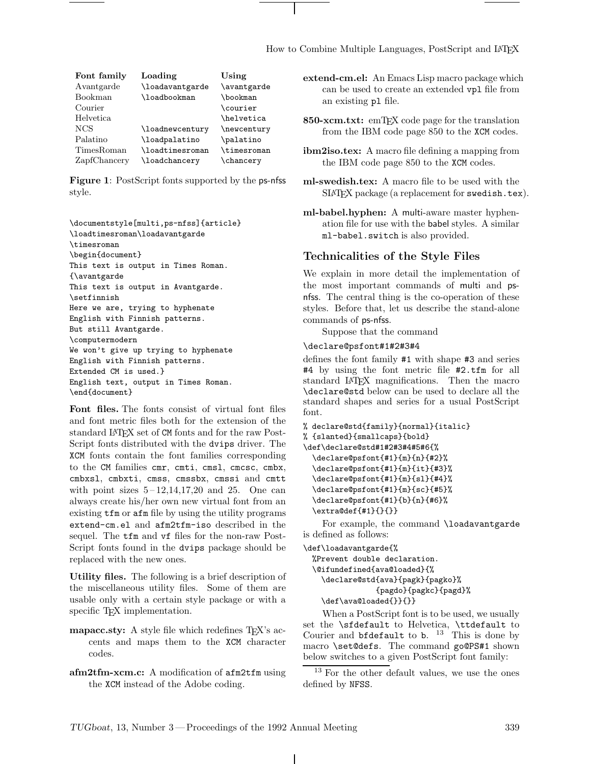| Font family | Loading | Using |
|---|---|---|
| Avantgarde | \loadavantgarde | \avantgarde |
| Bookman | \loadbookman | \bookman |
| Courier | | \courier |
| Helvetica | | \helvetica |
| NCS | \loadnewcentury | \newcentury |
| Palatino | \loadpalatino | \palatino |
| TimesRoman | \loadtimesroman | \timesroman |
| ZapfChancery | \loadchancery | \chancery |

**Figure 1**: PostScript fonts supported by the ps-nfss style.

```
\documentstyle[multi,ps-nfss]{article}
\loadtimesroman\loadavantgarde
\timesroman
\begin{document}
This text is output in Times Roman.
{\avantgarde
This text is output in Avantgarde.
\setfinnish
Here we are, trying to hyphenate
English with Finnish patterns.
But still Avantgarde.
\computermodern
We won't give up trying to hyphenate
English with Finnish patterns.
Extended CM is used.}
English text, output in Times Roman.
\end{document}
```

**Font files.** The fonts consist of virtual font files and font metric files both for the extension of the standard LaTeX set of CM fonts and for the raw PostScript fonts distributed with the `dvips` driver. The `XCM` fonts contain the font families corresponding to the CM families `cmr`, `cmti`, `cmsl`, `cmcsc`, `cmbx`, `cmbxsl`, `cmbxti`, `cmss`, `cmssbx`, `cmssi` and `cmtt` with point sizes 5 – 12,14,17,20 and 25. One can always create his/her own new virtual font from an existing `tfm` or `afm` file by using the utility programs `extend-cm.el` and `afm2tfm-iso` described in the sequel. The `tfm` and `vf` files for the non-raw PostScript fonts found in the `dvips` package should be replaced with the new ones.

**Utility files.** The following is a brief description of the miscellaneous utility files. Some of them are usable only with a certain style package or with a specific TeX implementation.

**mapacc.sty:** A style file which redefines TeX's accents and maps them to the `XCM` character codes.

**afm2tfm-xcm.c:** A modification of `afm2tfm` using the `XCM` instead of the Adobe coding.

**extend-cm.el:** An Emacs Lisp macro package which can be used to create an extended `vpl` file from an existing `pl` file.

**850-xcm.txt:** emTeX code page for the translation from the IBM code page 850 to the `XCM` codes.

**ibm2iso.tex:** A macro file defining a mapping from the IBM code page 850 to the `XCM` codes.

**ml-swedish.tex:** A macro file to be used with the SLaTeX package (a replacement for `swedish.tex`).

**ml-babel.hyphen:** A multi-aware master hyphenation file for use with the babel styles. A similar `ml-babel.switch` is also provided.

## Technicalities of the Style Files

We explain in more detail the implementation of the most important commands of multi and ps-nfss. The central thing is the co-operation of these styles. Before that, let us describe the stand-alone commands of ps-nfss.

Suppose that the command

`\declare@psfont#1#2#3#4`

defines the font family `#1` with shape `#3` and series `#4` by using the font metric file `#2.tfm` for all standard LaTeX magnifications. Then the macro `\declare@std` below can be used to declare all the standard shapes and series for a usual PostScript font.

```
% declare@std{family}{normal}{italic}
% {slanted}{smallcaps}{bold}
\def\declare@std#1#2#3#4#5#6{%
  \declare@psfont{#1}{m}{n}{#2}%
  \declare@psfont{#1}{m}{it}{#3}%
  \declare@psfont{#1}{m}{sl}{#4}%
  \declare@psfont{#1}{m}{sc}{#5}%
  \declare@psfont{#1}{b}{n}{#6}%
  \extra@def{#1}{}{}}
```

For example, the command `\loadavantgarde` is defined as follows:

```
\def\loadavantgarde{%
  %Prevent double declaration.
  \@ifundefined{ava@loaded}{%
    \declare@std{ava}{pagk}{pagko}%
              {pagdo}{pagkc}{pagd}%
    \def\ava@loaded{}}{}}
```

When a PostScript font is to be used, we usually set the `\sfdefault` to Helvetica, `\ttdefault` to Courier and `bfdefault` to `b`. [13] This is done by macro `\set@defs`. The command `go@PS#1` shown below switches to a given PostScript font family:

[13] For the other default values, we use the ones defined by `NFSS`.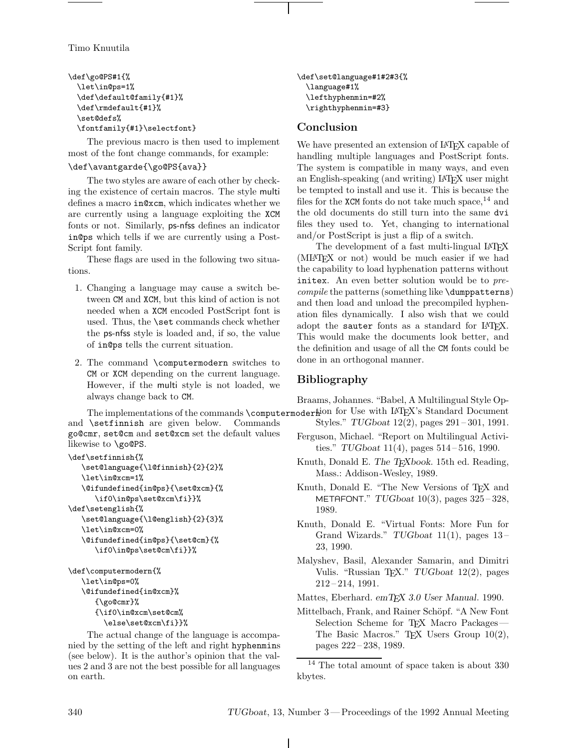```
\def\go@PS#1{%
  \let\in@ps=1%
  \def\default@family{#1}%
  \def\rmdefault{#1}%
  \set@defs%
  \fontfamily{#1}\selectfont}
```

The previous macro is then used to implement most of the font change commands, for example:

```
\def\avantgarde{\go@PS{ava}}
```

The two styles are aware of each other by checking the existence of certain macros. The style multi defines a macro `in@xcm`, which indicates whether we are currently using a language exploiting the XCM fonts or not. Similarly, ps-nfss defines an indicator `in@ps` which tells if we are currently using a PostScript font family.

These flags are used in the following two situations.

1. Changing a language may cause a switch between CM and XCM, but this kind of action is not needed when a XCM encoded PostScript font is used. Thus, the `\set` commands check whether the ps-nfss style is loaded and, if so, the value of `in@ps` tells the current situation.
2. The command `\computermodern` switches to CM or XCM depending on the current language. However, if the multi style is not loaded, we always change back to CM.

The implementations of the commands `\computermodern` and `\setfinnish` are given below. Commands `go@cmr`, `set@cm` and `set@xcm` set the default values likewise to `\go@PS`.

```
\def\setfinnish{%
   \set@language{\l@finnish}{2}{2}%
   \let\in@xcm=1%
   \@ifundefined{in@ps}{\set@xcm}{%
      \if0\in@ps\set@xcm\fi}}%
\def\setenglish{%
   \set@language{\l@english}{2}{3}%
   \let\in@xcm=0%
   \@ifundefined{in@ps}{\set@cm}{%
      \if0\in@ps\set@cm\fi}}%

\def\computermodern{%
   \let\in@ps=0%
   \@ifundefined{in@xcm}%
      {\go@cmr}%
      {\if0\in@xcm\set@cm%
        \else\set@xcm\fi}}%
```

The actual change of the language is accompanied by the setting of the left and right `hyphenmins` (see below). It is the author's opinion that the values 2 and 3 are not the best possible for all languages on earth.

```
\def\set@language#1#2#3{%
  \language#1%
  \lefthyphenmin=#2%
  \righthyphenmin=#3}
```

## Conclusion

We have presented an extension of LaTeX capable of handling multiple languages and PostScript fonts. The system is compatible in many ways, and even an English-speaking (and writing) LaTeX user might be tempted to install and use it. This is because the files for the XCM fonts do not take much space,[14] and the old documents do still turn into the same `dvi` files they used to. Yet, changing to international and/or PostScript is just a flip of a switch.

The development of a fast multi-lingual LaTeX (MLaTeX or not) would be much easier if we had the capability to load hyphenation patterns without `initex`. An even better solution would be to *precompile* the patterns (something like `\dumppatterns`) and then load and unload the precompiled hyphenation files dynamically. I also wish that we could adopt the `sauter` fonts as a standard for LaTeX. This would make the documents look better, and the definition and usage of all the CM fonts could be done in an orthogonal manner.

## Bibliography

Braams, Johannes. "Babel, A Multilingual Style Option for Use with LaTeX's Standard Document Styles." *TUGboat* 12(2), pages 291 – 301, 1991.

Ferguson, Michael. "Report on Multilingual Activities." *TUGboat* 11(4), pages 514 – 516, 1990.

Knuth, Donald E. *The TeXbook*. 15th ed. Reading, Mass.: Addison-Wesley, 1989.

Knuth, Donald E. "The New Versions of TeX and METAFONT." *TUGboat* 10(3), pages 325 – 328, 1989.

Knuth, Donald E. "Virtual Fonts: More Fun for Grand Wizards." *TUGboat* 11(1), pages 13 – 23, 1990.

Malyshev, Basil, Alexander Samarin, and Dimitri Vulis. "Russian TeX." *TUGboat* 12(2), pages 212 – 214, 1991.

Mattes, Eberhard. *emTeX 3.0 User Manual*. 1990.

Mittelbach, Frank, and Rainer Schöpf. "A New Font Selection Scheme for TeX Macro Packages — The Basic Macros." TeX Users Group 10(2), pages 222 – 238, 1989.

---

[14] The total amount of space taken is about 330 kbytes.